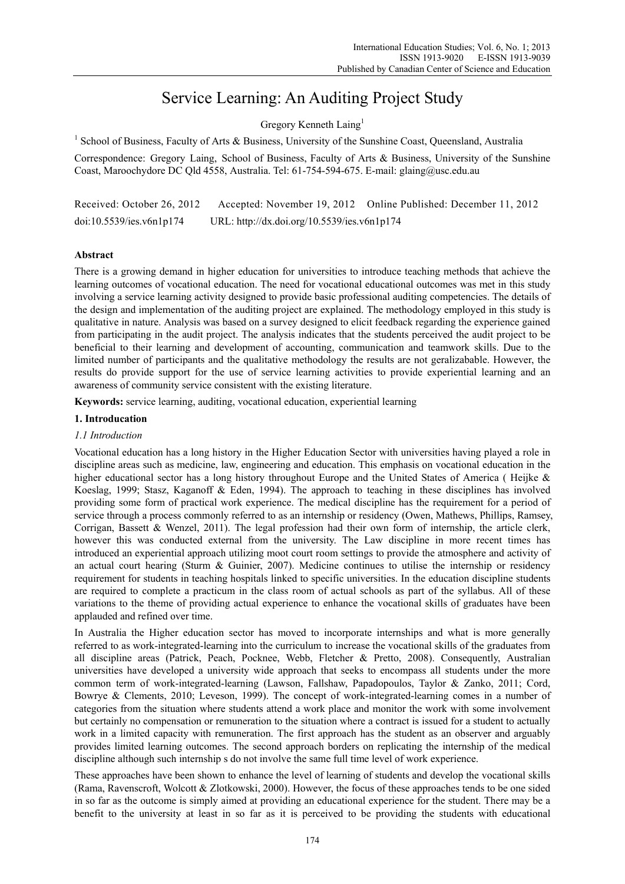# Service Learning: An Auditing Project Study

Gregory Kenneth Laing[1]

[1] School of Business, Faculty of Arts & Business, University of the Sunshine Coast, Queensland, Australia

Correspondence: Gregory Laing, School of Business, Faculty of Arts & Business, University of the Sunshine Coast, Maroochydore DC Qld 4558, Australia. Tel: 61-754-594-675. E-mail: glaing@usc.edu.au

Received: October 26, 2012 Accepted: November 19, 2012 Online Published: December 11, 2012

doi:10.5539/ies.v6n1p174 URL: http://dx.doi.org/10.5539/ies.v6n1p174

## Abstract

There is a growing demand in higher education for universities to introduce teaching methods that achieve the learning outcomes of vocational education. The need for vocational educational outcomes was met in this study involving a service learning activity designed to provide basic professional auditing competencies. The details of the design and implementation of the auditing project are explained. The methodology employed in this study is qualitative in nature. Analysis was based on a survey designed to elicit feedback regarding the experience gained from participating in the audit project. The analysis indicates that the students perceived the audit project to be beneficial to their learning and development of accounting, communication and teamwork skills. Due to the limited number of participants and the qualitative methodology the results are not geralizable. However, the results do provide support for the use of service learning activities to provide experiential learning and an awareness of community service consistent with the existing literature.

**Keywords:** service learning, auditing, vocational education, experiential learning

## 1. Introducation

### *1.1 Introduction*

Vocational education has a long history in the Higher Education Sector with universities having played a role in discipline areas such as medicine, law, engineering and education. This emphasis on vocational education in the higher educational sector has a long history throughout Europe and the United States of America ( Heijke & Koeslag, 1999; Stasz, Kaganoff & Eden, 1994). The approach to teaching in these disciplines has involved providing some form of practical work experience. The medical discipline has the requirement for a period of service through a process commonly referred to as an internship or residency (Owen, Mathews, Phillips, Ramsey, Corrigan, Bassett & Wenzel, 2011). The legal profession had their own form of internship, the article clerk, however this was conducted external from the university. The Law discipline in more recent times has introduced an experiential approach utilizing moot court room settings to provide the atmosphere and activity of an actual court hearing (Sturm & Guinier, 2007). Medicine continues to utilise the internship or residency requirement for students in teaching hospitals linked to specific universities. In the education discipline students are required to complete a practicum in the class room of actual schools as part of the syllabus. All of these variations to the theme of providing actual experience to enhance the vocational skills of graduates have been applauded and refined over time.

In Australia the Higher education sector has moved to incorporate internships and what is more generally referred to as work-integrated-learning into the curriculum to increase the vocational skills of the graduates from all discipline areas (Patrick, Peach, Pocknee, Webb, Fletcher & Pretto, 2008). Consequently, Australian universities have developed a university wide approach that seeks to encompass all students under the more common term of work-integrated-learning (Lawson, Fallshaw, Papadopoulos, Taylor & Zanko, 2011; Cord, Bowrye & Clements, 2010; Leveson, 1999). The concept of work-integrated-learning comes in a number of categories from the situation where students attend a work place and monitor the work with some involvement but certainly no compensation or remuneration to the situation where a contract is issued for a student to actually work in a limited capacity with remuneration. The first approach has the student as an observer and arguably provides limited learning outcomes. The second approach borders on replicating the internship of the medical discipline although such internship s do not involve the same full time level of work experience.

These approaches have been shown to enhance the level of learning of students and develop the vocational skills (Rama, Ravenscroft, Wolcott & Zlotkowski, 2000). However, the focus of these approaches tends to be one sided in so far as the outcome is simply aimed at providing an educational experience for the student. There may be a benefit to the university at least in so far as it is perceived to be providing the students with educational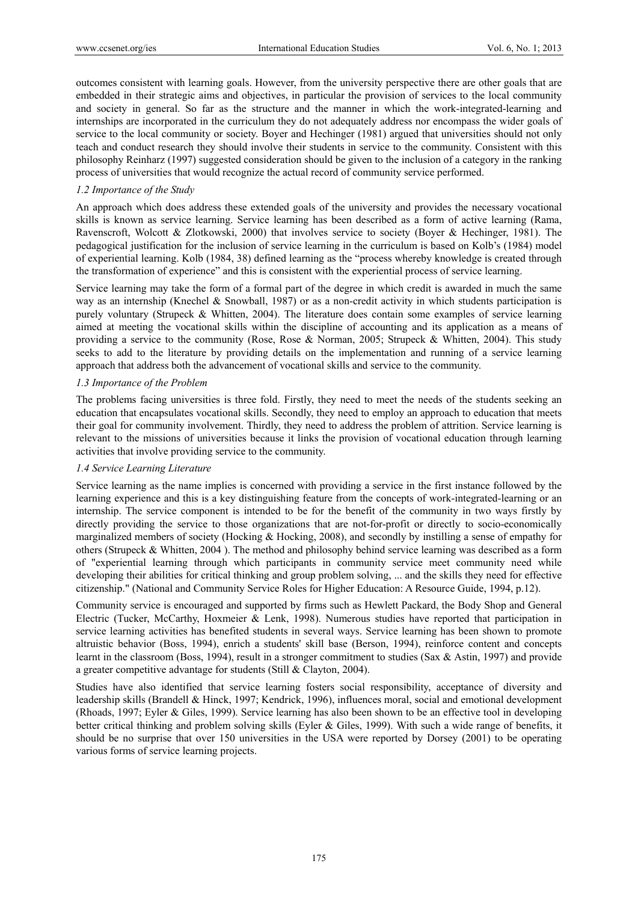outcomes consistent with learning goals. However, from the university perspective there are other goals that are embedded in their strategic aims and objectives, in particular the provision of services to the local community and society in general. So far as the structure and the manner in which the work-integrated-learning and internships are incorporated in the curriculum they do not adequately address nor encompass the wider goals of service to the local community or society. Boyer and Hechinger (1981) argued that universities should not only teach and conduct research they should involve their students in service to the community. Consistent with this philosophy Reinharz (1997) suggested consideration should be given to the inclusion of a category in the ranking process of universities that would recognize the actual record of community service performed.

### *1.2 Importance of the Study*

An approach which does address these extended goals of the university and provides the necessary vocational skills is known as service learning. Service learning has been described as a form of active learning (Rama, Ravenscroft, Wolcott & Zlotkowski, 2000) that involves service to society (Boyer & Hechinger, 1981). The pedagogical justification for the inclusion of service learning in the curriculum is based on Kolb's (1984) model of experiential learning. Kolb (1984, 38) defined learning as the "process whereby knowledge is created through the transformation of experience" and this is consistent with the experiential process of service learning.

Service learning may take the form of a formal part of the degree in which credit is awarded in much the same way as an internship (Knechel & Snowball, 1987) or as a non-credit activity in which students participation is purely voluntary (Strupeck & Whitten, 2004). The literature does contain some examples of service learning aimed at meeting the vocational skills within the discipline of accounting and its application as a means of providing a service to the community (Rose, Rose & Norman, 2005; Strupeck & Whitten, 2004). This study seeks to add to the literature by providing details on the implementation and running of a service learning approach that address both the advancement of vocational skills and service to the community.

### *1.3 Importance of the Problem*

The problems facing universities is three fold. Firstly, they need to meet the needs of the students seeking an education that encapsulates vocational skills. Secondly, they need to employ an approach to education that meets their goal for community involvement. Thirdly, they need to address the problem of attrition. Service learning is relevant to the missions of universities because it links the provision of vocational education through learning activities that involve providing service to the community.

### *1.4 Service Learning Literature*

Service learning as the name implies is concerned with providing a service in the first instance followed by the learning experience and this is a key distinguishing feature from the concepts of work-integrated-learning or an internship. The service component is intended to be for the benefit of the community in two ways firstly by directly providing the service to those organizations that are not-for-profit or directly to socio-economically marginalized members of society (Hocking & Hocking, 2008), and secondly by instilling a sense of empathy for others (Strupeck & Whitten, 2004 ). The method and philosophy behind service learning was described as a form of "experiential learning through which participants in community service meet community need while developing their abilities for critical thinking and group problem solving, ... and the skills they need for effective citizenship." (National and Community Service Roles for Higher Education: A Resource Guide, 1994, p.12).

Community service is encouraged and supported by firms such as Hewlett Packard, the Body Shop and General Electric (Tucker, McCarthy, Hoxmeier & Lenk, 1998). Numerous studies have reported that participation in service learning activities has benefited students in several ways. Service learning has been shown to promote altruistic behavior (Boss, 1994), enrich a students' skill base (Berson, 1994), reinforce content and concepts learnt in the classroom (Boss, 1994), result in a stronger commitment to studies (Sax & Astin, 1997) and provide a greater competitive advantage for students (Still & Clayton, 2004).

Studies have also identified that service learning fosters social responsibility, acceptance of diversity and leadership skills (Brandell & Hinck, 1997; Kendrick, 1996), influences moral, social and emotional development (Rhoads, 1997; Eyler & Giles, 1999). Service learning has also been shown to be an effective tool in developing better critical thinking and problem solving skills (Eyler & Giles, 1999). With such a wide range of benefits, it should be no surprise that over 150 universities in the USA were reported by Dorsey (2001) to be operating various forms of service learning projects.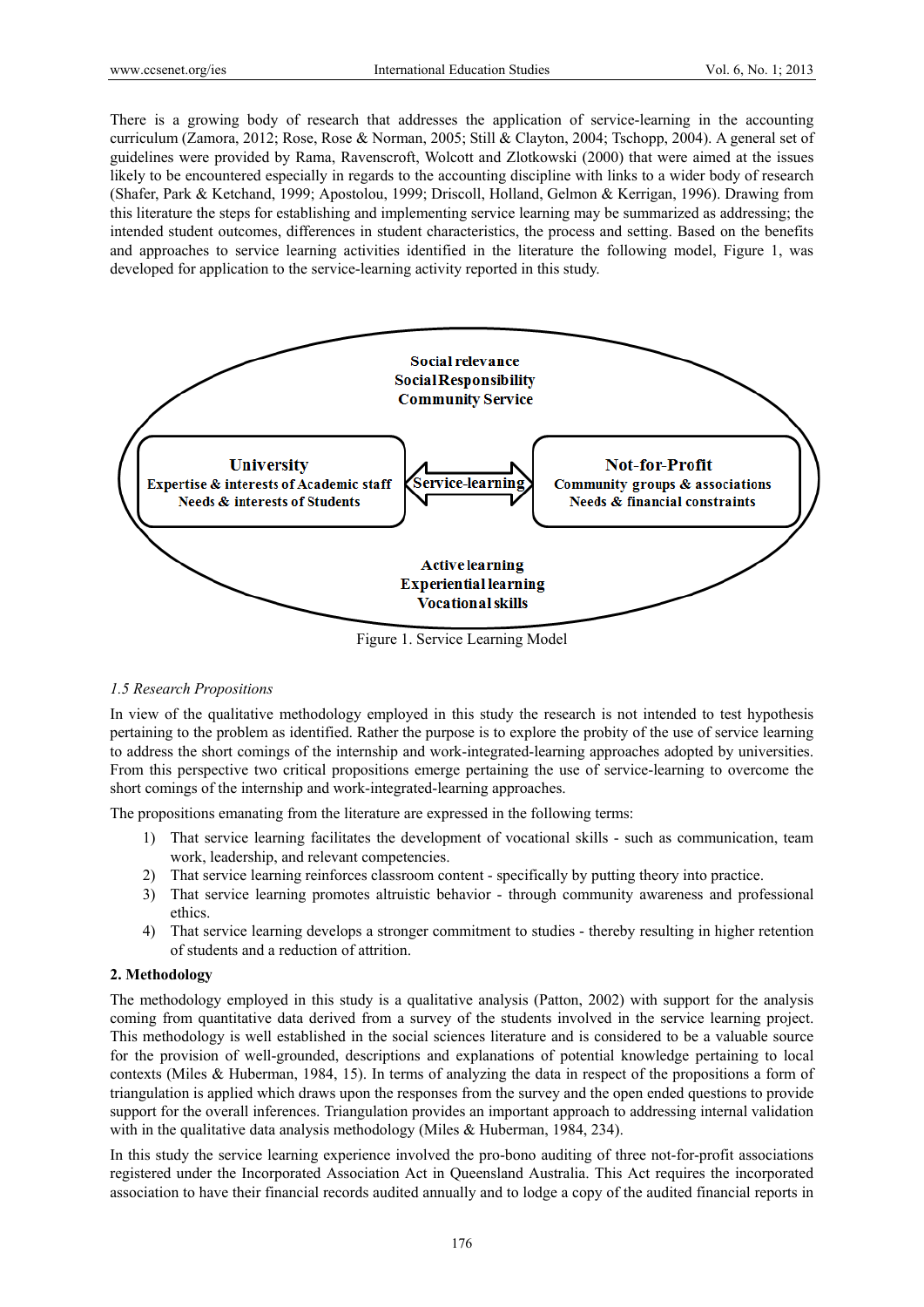There is a growing body of research that addresses the application of service-learning in the accounting curriculum (Zamora, 2012; Rose, Rose & Norman, 2005; Still & Clayton, 2004; Tschopp, 2004). A general set of guidelines were provided by Rama, Ravenscroft, Wolcott and Zlotkowski (2000) that were aimed at the issues likely to be encountered especially in regards to the accounting discipline with links to a wider body of research (Shafer, Park & Ketchand, 1999; Apostolou, 1999; Driscoll, Holland, Gelmon & Kerrigan, 1996). Drawing from this literature the steps for establishing and implementing service learning may be summarized as addressing; the intended student outcomes, differences in student characteristics, the process and setting. Based on the benefits and approaches to service learning activities identified in the literature the following model, Figure 1, was developed for application to the service-learning activity reported in this study.

Social relevance
Social Responsibility
Community Service

University
Expertise & interests of Academic staff
Needs & interests of Students

Service-learning

Not-for-Profit
Community groups & associations
Needs & financial constraints

Active learning
Experiential learning
Vocational skills

Figure 1. Service Learning Model

### *1.5 Research Propositions*

In view of the qualitative methodology employed in this study the research is not intended to test hypothesis pertaining to the problem as identified. Rather the purpose is to explore the probity of the use of service learning to address the short comings of the internship and work-integrated-learning approaches adopted by universities. From this perspective two critical propositions emerge pertaining the use of service-learning to overcome the short comings of the internship and work-integrated-learning approaches.

The propositions emanating from the literature are expressed in the following terms:

1) That service learning facilitates the development of vocational skills - such as communication, team work, leadership, and relevant competencies.
2) That service learning reinforces classroom content - specifically by putting theory into practice.
3) That service learning promotes altruistic behavior - through community awareness and professional ethics.
4) That service learning develops a stronger commitment to studies - thereby resulting in higher retention of students and a reduction of attrition.

## 2. Methodology

The methodology employed in this study is a qualitative analysis (Patton, 2002) with support for the analysis coming from quantitative data derived from a survey of the students involved in the service learning project. This methodology is well established in the social sciences literature and is considered to be a valuable source for the provision of well-grounded, descriptions and explanations of potential knowledge pertaining to local contexts (Miles & Huberman, 1984, 15). In terms of analyzing the data in respect of the propositions a form of triangulation is applied which draws upon the responses from the survey and the open ended questions to provide support for the overall inferences. Triangulation provides an important approach to addressing internal validation with in the qualitative data analysis methodology (Miles & Huberman, 1984, 234).

In this study the service learning experience involved the pro-bono auditing of three not-for-profit associations registered under the Incorporated Association Act in Queensland Australia. This Act requires the incorporated association to have their financial records audited annually and to lodge a copy of the audited financial reports in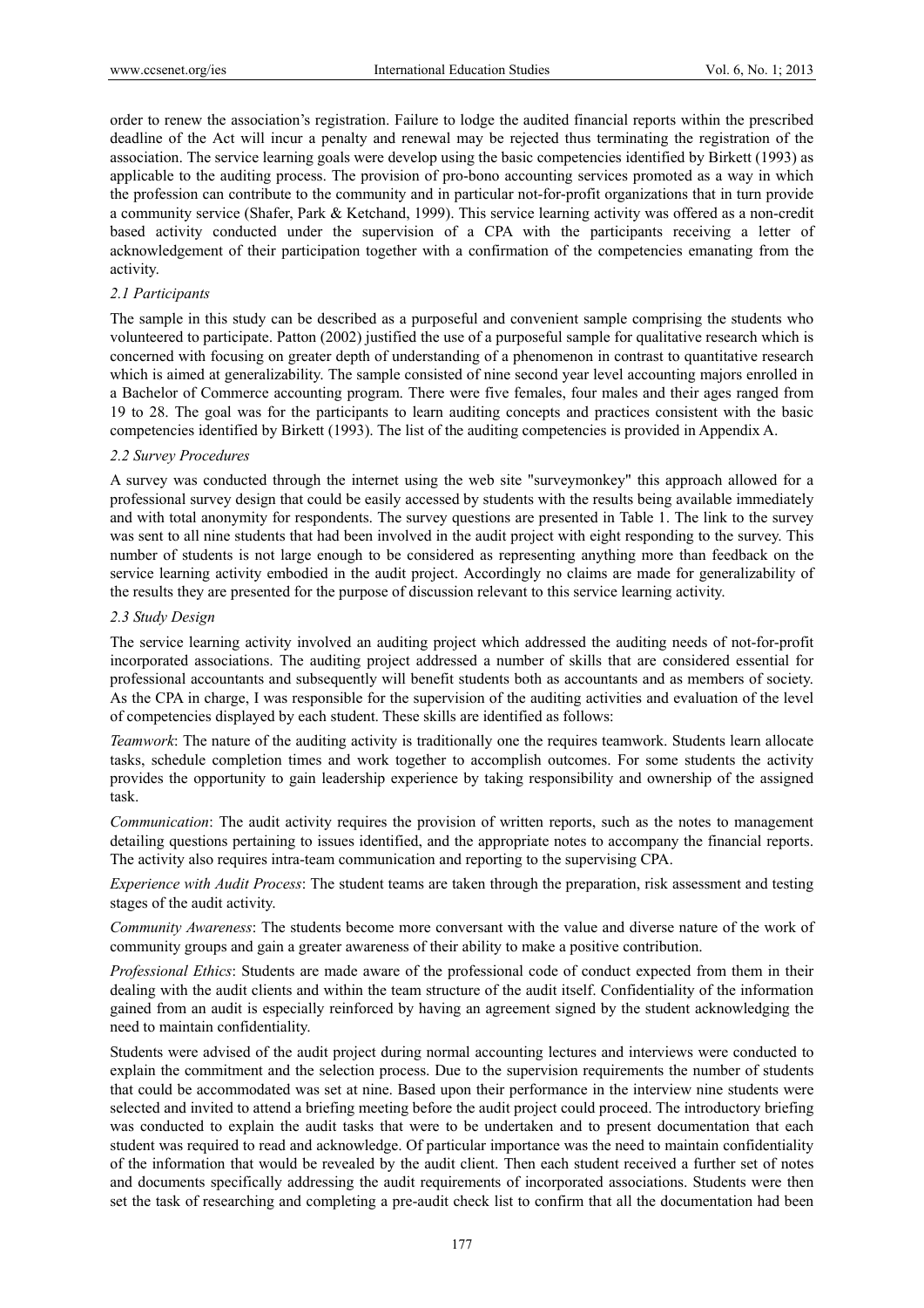order to renew the association's registration. Failure to lodge the audited financial reports within the prescribed deadline of the Act will incur a penalty and renewal may be rejected thus terminating the registration of the association. The service learning goals were develop using the basic competencies identified by Birkett (1993) as applicable to the auditing process. The provision of pro-bono accounting services promoted as a way in which the profession can contribute to the community and in particular not-for-profit organizations that in turn provide a community service (Shafer, Park & Ketchand, 1999). This service learning activity was offered as a non-credit based activity conducted under the supervision of a CPA with the participants receiving a letter of acknowledgement of their participation together with a confirmation of the competencies emanating from the activity.

### 2.1 Participants

The sample in this study can be described as a purposeful and convenient sample comprising the students who volunteered to participate. Patton (2002) justified the use of a purposeful sample for qualitative research which is concerned with focusing on greater depth of understanding of a phenomenon in contrast to quantitative research which is aimed at generalizability. The sample consisted of nine second year level accounting majors enrolled in a Bachelor of Commerce accounting program. There were five females, four males and their ages ranged from 19 to 28. The goal was for the participants to learn auditing concepts and practices consistent with the basic competencies identified by Birkett (1993). The list of the auditing competencies is provided in Appendix A.

### 2.2 Survey Procedures

A survey was conducted through the internet using the web site "surveymonkey" this approach allowed for a professional survey design that could be easily accessed by students with the results being available immediately and with total anonymity for respondents. The survey questions are presented in Table 1. The link to the survey was sent to all nine students that had been involved in the audit project with eight responding to the survey. This number of students is not large enough to be considered as representing anything more than feedback on the service learning activity embodied in the audit project. Accordingly no claims are made for generalizability of the results they are presented for the purpose of discussion relevant to this service learning activity.

### 2.3 Study Design

The service learning activity involved an auditing project which addressed the auditing needs of not-for-profit incorporated associations. The auditing project addressed a number of skills that are considered essential for professional accountants and subsequently will benefit students both as accountants and as members of society. As the CPA in charge, I was responsible for the supervision of the auditing activities and evaluation of the level of competencies displayed by each student. These skills are identified as follows:

*Teamwork*: The nature of the auditing activity is traditionally one the requires teamwork. Students learn allocate tasks, schedule completion times and work together to accomplish outcomes. For some students the activity provides the opportunity to gain leadership experience by taking responsibility and ownership of the assigned task.

*Communication*: The audit activity requires the provision of written reports, such as the notes to management detailing questions pertaining to issues identified, and the appropriate notes to accompany the financial reports. The activity also requires intra-team communication and reporting to the supervising CPA.

*Experience with Audit Process*: The student teams are taken through the preparation, risk assessment and testing stages of the audit activity.

*Community Awareness*: The students become more conversant with the value and diverse nature of the work of community groups and gain a greater awareness of their ability to make a positive contribution.

*Professional Ethics*: Students are made aware of the professional code of conduct expected from them in their dealing with the audit clients and within the team structure of the audit itself. Confidentiality of the information gained from an audit is especially reinforced by having an agreement signed by the student acknowledging the need to maintain confidentiality.

Students were advised of the audit project during normal accounting lectures and interviews were conducted to explain the commitment and the selection process. Due to the supervision requirements the number of students that could be accommodated was set at nine. Based upon their performance in the interview nine students were selected and invited to attend a briefing meeting before the audit project could proceed. The introductory briefing was conducted to explain the audit tasks that were to be undertaken and to present documentation that each student was required to read and acknowledge. Of particular importance was the need to maintain confidentiality of the information that would be revealed by the audit client. Then each student received a further set of notes and documents specifically addressing the audit requirements of incorporated associations. Students were then set the task of researching and completing a pre-audit check list to confirm that all the documentation had been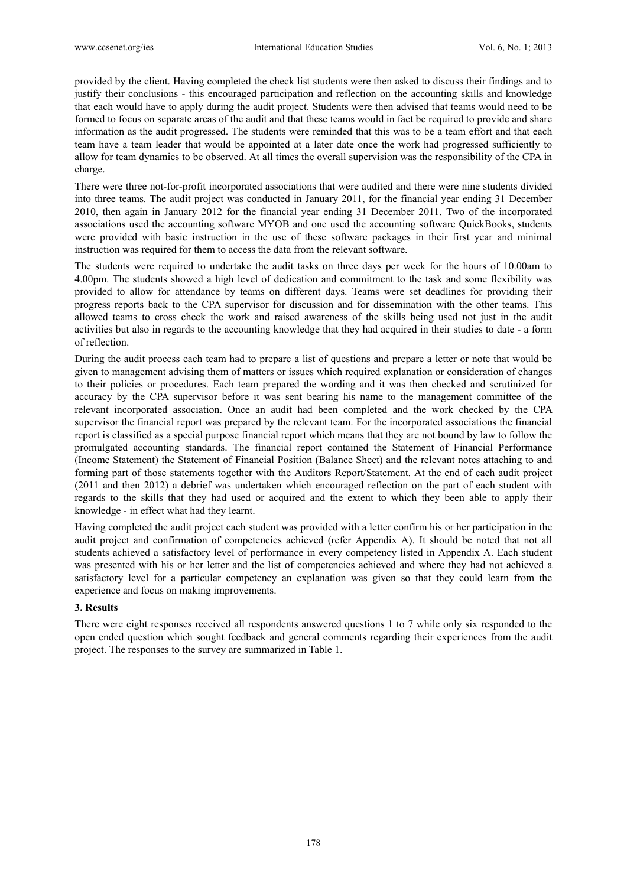provided by the client. Having completed the check list students were then asked to discuss their findings and to justify their conclusions - this encouraged participation and reflection on the accounting skills and knowledge that each would have to apply during the audit project. Students were then advised that teams would need to be formed to focus on separate areas of the audit and that these teams would in fact be required to provide and share information as the audit progressed. The students were reminded that this was to be a team effort and that each team have a team leader that would be appointed at a later date once the work had progressed sufficiently to allow for team dynamics to be observed. At all times the overall supervision was the responsibility of the CPA in charge.

There were three not-for-profit incorporated associations that were audited and there were nine students divided into three teams. The audit project was conducted in January 2011, for the financial year ending 31 December 2010, then again in January 2012 for the financial year ending 31 December 2011. Two of the incorporated associations used the accounting software MYOB and one used the accounting software QuickBooks, students were provided with basic instruction in the use of these software packages in their first year and minimal instruction was required for them to access the data from the relevant software.

The students were required to undertake the audit tasks on three days per week for the hours of 10.00am to 4.00pm. The students showed a high level of dedication and commitment to the task and some flexibility was provided to allow for attendance by teams on different days. Teams were set deadlines for providing their progress reports back to the CPA supervisor for discussion and for dissemination with the other teams. This allowed teams to cross check the work and raised awareness of the skills being used not just in the audit activities but also in regards to the accounting knowledge that they had acquired in their studies to date - a form of reflection.

During the audit process each team had to prepare a list of questions and prepare a letter or note that would be given to management advising them of matters or issues which required explanation or consideration of changes to their policies or procedures. Each team prepared the wording and it was then checked and scrutinized for accuracy by the CPA supervisor before it was sent bearing his name to the management committee of the relevant incorporated association. Once an audit had been completed and the work checked by the CPA supervisor the financial report was prepared by the relevant team. For the incorporated associations the financial report is classified as a special purpose financial report which means that they are not bound by law to follow the promulgated accounting standards. The financial report contained the Statement of Financial Performance (Income Statement) the Statement of Financial Position (Balance Sheet) and the relevant notes attaching to and forming part of those statements together with the Auditors Report/Statement. At the end of each audit project (2011 and then 2012) a debrief was undertaken which encouraged reflection on the part of each student with regards to the skills that they had used or acquired and the extent to which they been able to apply their knowledge - in effect what had they learnt.

Having completed the audit project each student was provided with a letter confirm his or her participation in the audit project and confirmation of competencies achieved (refer Appendix A). It should be noted that not all students achieved a satisfactory level of performance in every competency listed in Appendix A. Each student was presented with his or her letter and the list of competencies achieved and where they had not achieved a satisfactory level for a particular competency an explanation was given so that they could learn from the experience and focus on making improvements.

## 3. Results

There were eight responses received all respondents answered questions 1 to 7 while only six responded to the open ended question which sought feedback and general comments regarding their experiences from the audit project. The responses to the survey are summarized in Table 1.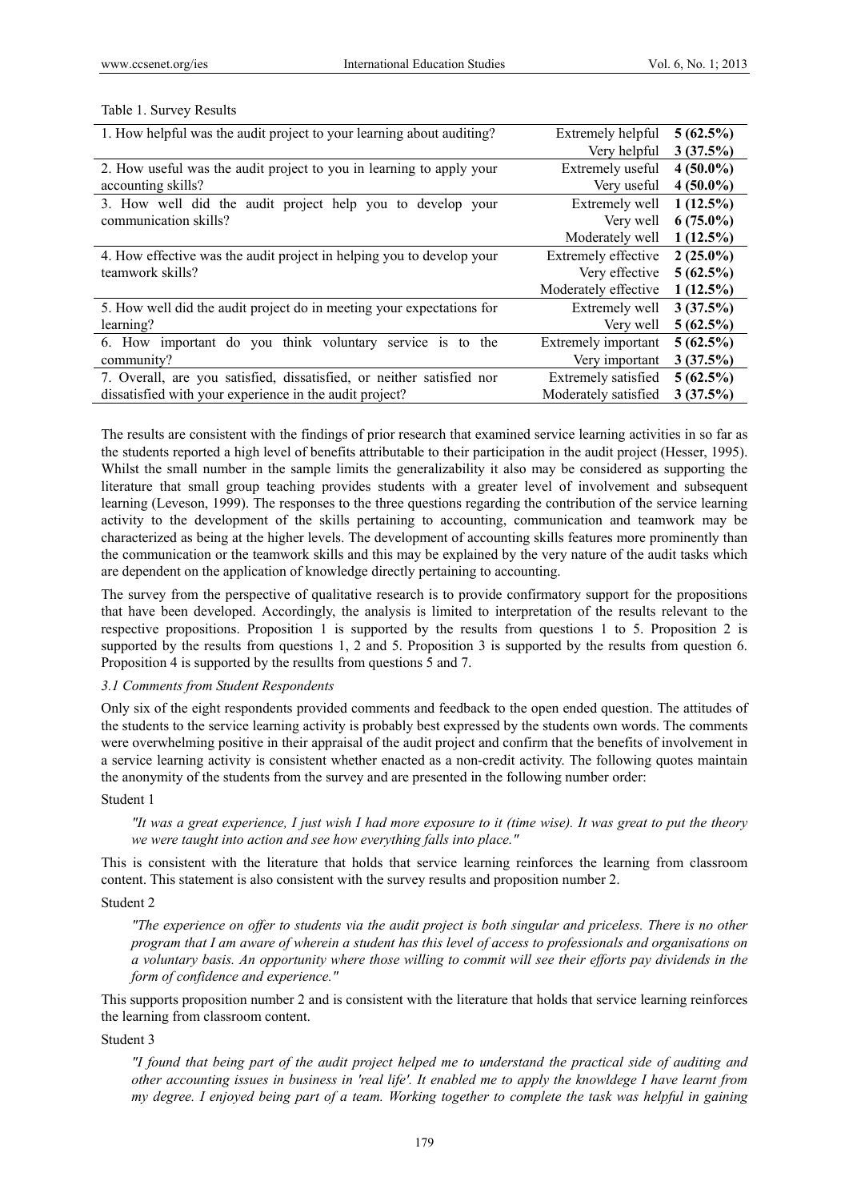Table 1. Survey Results

| Question | Response | Count |
|---|---|---|
| 1. How helpful was the audit project to your learning about auditing? | Extremely helpful | **5 (62.5%)** |
| | Very helpful | **3 (37.5%)** |
| 2. How useful was the audit project to you in learning to apply your accounting skills? | Extremely useful | **4 (50.0%)** |
| | Very useful | **4 (50.0%)** |
| 3. How well did the audit project help you to develop your communication skills? | Extremely well | **1 (12.5%)** |
| | Very well | **6 (75.0%)** |
| | Moderately well | **1 (12.5%)** |
| 4. How effective was the audit project in helping you to develop your teamwork skills? | Extremely effective | **2 (25.0%)** |
| | Very effective | **5 (62.5%)** |
| | Moderately effective | **1 (12.5%)** |
| 5. How well did the audit project do in meeting your expectations for learning? | Extremely well | **3 (37.5%)** |
| | Very well | **5 (62.5%)** |
| 6. How important do you think voluntary service is to the community? | Extremely important | **5 (62.5%)** |
| | Very important | **3 (37.5%)** |
| 7. Overall, are you satisfied, dissatisfied, or neither satisfied nor dissatisfied with your experience in the audit project? | Extremely satisfied | **5 (62.5%)** |
| | Moderately satisfied | **3 (37.5%)** |

The results are consistent with the findings of prior research that examined service learning activities in so far as the students reported a high level of benefits attributable to their participation in the audit project (Hesser, 1995). Whilst the small number in the sample limits the generalizability it also may be considered as supporting the literature that small group teaching provides students with a greater level of involvement and subsequent learning (Leveson, 1999). The responses to the three questions regarding the contribution of the service learning activity to the development of the skills pertaining to accounting, communication and teamwork may be characterized as being at the higher levels. The development of accounting skills features more prominently than the communication or the teamwork skills and this may be explained by the very nature of the audit tasks which are dependent on the application of knowledge directly pertaining to accounting.

The survey from the perspective of qualitative research is to provide confirmatory support for the propositions that have been developed. Accordingly, the analysis is limited to interpretation of the results relevant to the respective propositions. Proposition 1 is supported by the results from questions 1 to 5. Proposition 2 is supported by the results from questions 1, 2 and 5. Proposition 3 is supported by the results from question 6. Proposition 4 is supported by the resullts from questions 5 and 7.

### 3.1 Comments from Student Respondents

Only six of the eight respondents provided comments and feedback to the open ended question. The attitudes of the students to the service learning activity is probably best expressed by the students own words. The comments were overwhelming positive in their appraisal of the audit project and confirm that the benefits of involvement in a service learning activity is consistent whether enacted as a non-credit activity. The following quotes maintain the anonymity of the students from the survey and are presented in the following number order:

Student 1

> *"It was a great experience, I just wish I had more exposure to it (time wise). It was great to put the theory we were taught into action and see how everything falls into place."*

This is consistent with the literature that holds that service learning reinforces the learning from classroom content. This statement is also consistent with the survey results and proposition number 2.

Student 2

> *"The experience on offer to students via the audit project is both singular and priceless. There is no other program that I am aware of wherein a student has this level of access to professionals and organisations on a voluntary basis. An opportunity where those willing to commit will see their efforts pay dividends in the form of confidence and experience."*

This supports proposition number 2 and is consistent with the literature that holds that service learning reinforces the learning from classroom content.

Student 3

> *"I found that being part of the audit project helped me to understand the practical side of auditing and other accounting issues in business in 'real life'. It enabled me to apply the knowldege I have learnt from my degree. I enjoyed being part of a team. Working together to complete the task was helpful in gaining*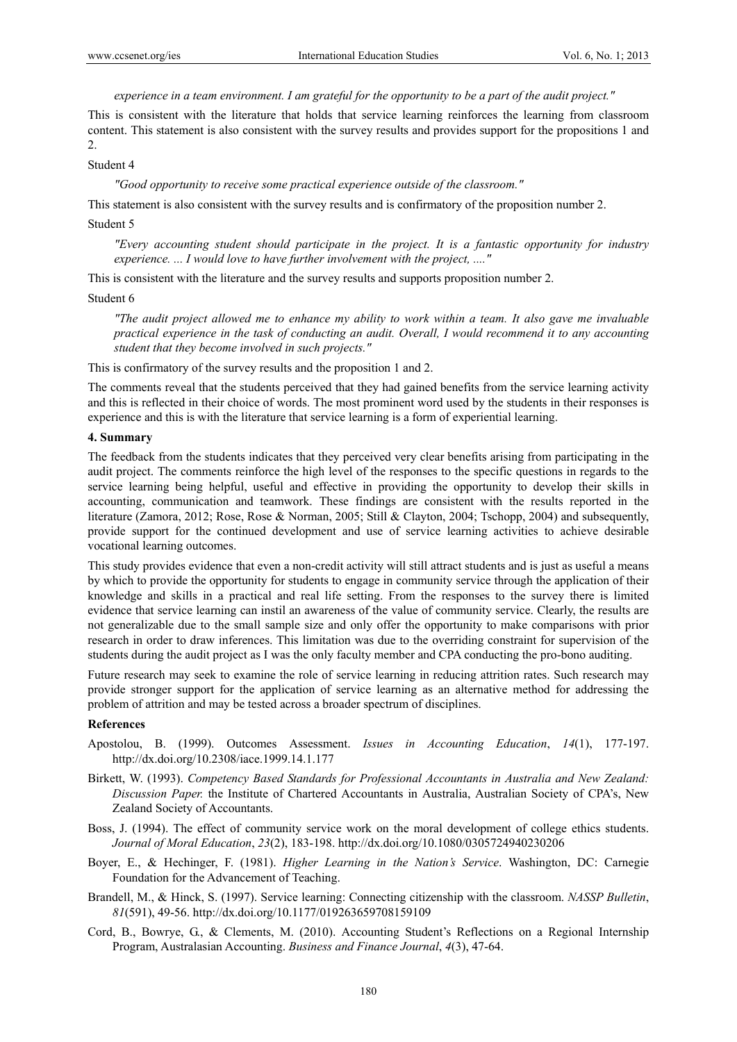*experience in a team environment. I am grateful for the opportunity to be a part of the audit project."*

This is consistent with the literature that holds that service learning reinforces the learning from classroom content. This statement is also consistent with the survey results and provides support for the propositions 1 and 2.

Student 4

> *"Good opportunity to receive some practical experience outside of the classroom."*

This statement is also consistent with the survey results and is confirmatory of the proposition number 2.

Student 5

> *"Every accounting student should participate in the project. It is a fantastic opportunity for industry experience. ... I would love to have further involvement with the project, ...."*

This is consistent with the literature and the survey results and supports proposition number 2.

Student 6

> *"The audit project allowed me to enhance my ability to work within a team. It also gave me invaluable practical experience in the task of conducting an audit. Overall, I would recommend it to any accounting student that they become involved in such projects."*

This is confirmatory of the survey results and the proposition 1 and 2.

The comments reveal that the students perceived that they had gained benefits from the service learning activity and this is reflected in their choice of words. The most prominent word used by the students in their responses is experience and this is with the literature that service learning is a form of experiential learning.

## 4. Summary

The feedback from the students indicates that they perceived very clear benefits arising from participating in the audit project. The comments reinforce the high level of the responses to the specific questions in regards to the service learning being helpful, useful and effective in providing the opportunity to develop their skills in accounting, communication and teamwork. These findings are consistent with the results reported in the literature (Zamora, 2012; Rose, Rose & Norman, 2005; Still & Clayton, 2004; Tschopp, 2004) and subsequently, provide support for the continued development and use of service learning activities to achieve desirable vocational learning outcomes.

This study provides evidence that even a non-credit activity will still attract students and is just as useful a means by which to provide the opportunity for students to engage in community service through the application of their knowledge and skills in a practical and real life setting. From the responses to the survey there is limited evidence that service learning can instil an awareness of the value of community service. Clearly, the results are not generalizable due to the small sample size and only offer the opportunity to make comparisons with prior research in order to draw inferences. This limitation was due to the overriding constraint for supervision of the students during the audit project as I was the only faculty member and CPA conducting the pro-bono auditing.

Future research may seek to examine the role of service learning in reducing attrition rates. Such research may provide stronger support for the application of service learning as an alternative method for addressing the problem of attrition and may be tested across a broader spectrum of disciplines.

## References

Apostolou, B. (1999). Outcomes Assessment. *Issues in Accounting Education*, *14*(1), 177-197. http://dx.doi.org/10.2308/iace.1999.14.1.177

Birkett, W. (1993). *Competency Based Standards for Professional Accountants in Australia and New Zealand: Discussion Paper.* the Institute of Chartered Accountants in Australia, Australian Society of CPA's, New Zealand Society of Accountants.

Boss, J. (1994). The effect of community service work on the moral development of college ethics students. *Journal of Moral Education*, *23*(2), 183-198. http://dx.doi.org/10.1080/0305724940230206

Boyer, E., & Hechinger, F. (1981). *Higher Learning in the Nation's Service*. Washington, DC: Carnegie Foundation for the Advancement of Teaching.

Brandell, M., & Hinck, S. (1997). Service learning: Connecting citizenship with the classroom. *NASSP Bulletin*, *81*(591), 49-56. http://dx.doi.org/10.1177/019263659708159109

Cord, B., Bowrye, G., & Clements, M. (2010). Accounting Student's Reflections on a Regional Internship Program, Australasian Accounting. *Business and Finance Journal*, *4*(3), 47-64.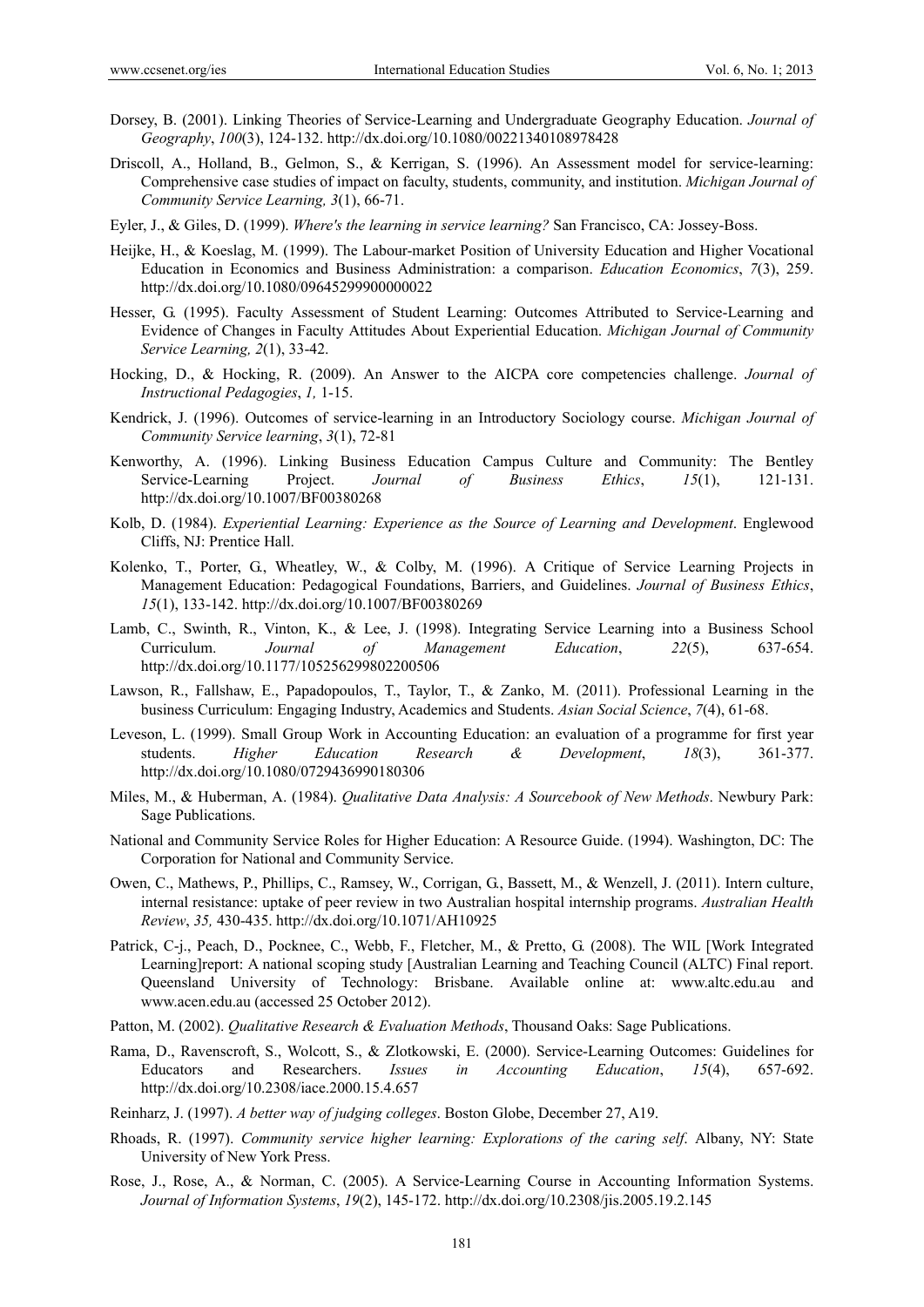Dorsey, B. (2001). Linking Theories of Service-Learning and Undergraduate Geography Education. *Journal of Geography*, *100*(3), 124-132. http://dx.doi.org/10.1080/00221340108978428

Driscoll, A., Holland, B., Gelmon, S., & Kerrigan, S. (1996). An Assessment model for service-learning: Comprehensive case studies of impact on faculty, students, community, and institution. *Michigan Journal of Community Service Learning, 3*(1), 66-71.

Eyler, J., & Giles, D. (1999). *Where's the learning in service learning?* San Francisco, CA: Jossey-Boss.

Heijke, H., & Koeslag, M. (1999). The Labour-market Position of University Education and Higher Vocational Education in Economics and Business Administration: a comparison. *Education Economics*, *7*(3), 259. http://dx.doi.org/10.1080/09645299900000022

Hesser, G. (1995). Faculty Assessment of Student Learning: Outcomes Attributed to Service-Learning and Evidence of Changes in Faculty Attitudes About Experiential Education. *Michigan Journal of Community Service Learning, 2*(1), 33-42.

Hocking, D., & Hocking, R. (2009). An Answer to the AICPA core competencies challenge. *Journal of Instructional Pedagogies*, *1,* 1-15.

Kendrick, J. (1996). Outcomes of service-learning in an Introductory Sociology course. *Michigan Journal of Community Service learning*, *3*(1), 72-81

Kenworthy, A. (1996). Linking Business Education Campus Culture and Community: The Bentley Service-Learning Project. *Journal of Business Ethics*, *15*(1), 121-131. http://dx.doi.org/10.1007/BF00380268

Kolb, D. (1984). *Experiential Learning: Experience as the Source of Learning and Development*. Englewood Cliffs, NJ: Prentice Hall.

Kolenko, T., Porter, G., Wheatley, W., & Colby, M. (1996). A Critique of Service Learning Projects in Management Education: Pedagogical Foundations, Barriers, and Guidelines. *Journal of Business Ethics*, *15*(1), 133-142. http://dx.doi.org/10.1007/BF00380269

Lamb, C., Swinth, R., Vinton, K., & Lee, J. (1998). Integrating Service Learning into a Business School Curriculum. *Journal of Management Education*, *22*(5), 637-654. http://dx.doi.org/10.1177/105256299802200506

Lawson, R., Fallshaw, E., Papadopoulos, T., Taylor, T., & Zanko, M. (2011). Professional Learning in the business Curriculum: Engaging Industry, Academics and Students. *Asian Social Science*, *7*(4), 61-68.

Leveson, L. (1999). Small Group Work in Accounting Education: an evaluation of a programme for first year students. *Higher Education Research & Development*, *18*(3), 361-377. http://dx.doi.org/10.1080/0729436990180306

Miles, M., & Huberman, A. (1984). *Qualitative Data Analysis: A Sourcebook of New Methods*. Newbury Park: Sage Publications.

National and Community Service Roles for Higher Education: A Resource Guide. (1994). Washington, DC: The Corporation for National and Community Service.

Owen, C., Mathews, P., Phillips, C., Ramsey, W., Corrigan, G., Bassett, M., & Wenzell, J. (2011). Intern culture, internal resistance: uptake of peer review in two Australian hospital internship programs. *Australian Health Review*, *35,* 430-435. http://dx.doi.org/10.1071/AH10925

Patrick, C-j., Peach, D., Pocknee, C., Webb, F., Fletcher, M., & Pretto, G. (2008). The WIL [Work Integrated Learning]report: A national scoping study [Australian Learning and Teaching Council (ALTC) Final report. Queensland University of Technology: Brisbane. Available online at: www.altc.edu.au and www.acen.edu.au (accessed 25 October 2012).

Patton, M. (2002). *Qualitative Research & Evaluation Methods*, Thousand Oaks: Sage Publications.

Rama, D., Ravenscroft, S., Wolcott, S., & Zlotkowski, E. (2000). Service-Learning Outcomes: Guidelines for Educators and Researchers. *Issues in Accounting Education*, *15*(4), 657-692. http://dx.doi.org/10.2308/iace.2000.15.4.657

Reinharz, J. (1997). *A better way of judging colleges*. Boston Globe, December 27, A19.

Rhoads, R. (1997). *Community service higher learning: Explorations of the caring self*. Albany, NY: State University of New York Press.

Rose, J., Rose, A., & Norman, C. (2005). A Service-Learning Course in Accounting Information Systems. *Journal of Information Systems*, *19*(2), 145-172. http://dx.doi.org/10.2308/jis.2005.19.2.145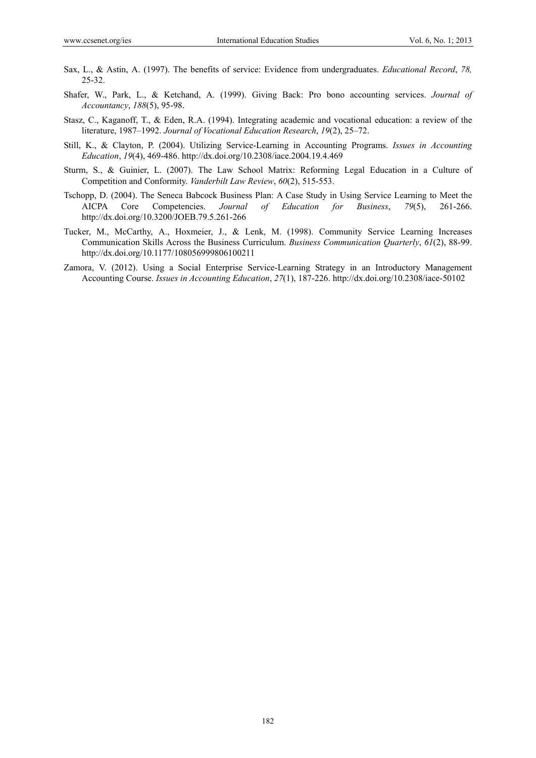Sax, L., & Astin, A. (1997). The benefits of service: Evidence from undergraduates. *Educational Record*, *78,* 25-32.

Shafer, W., Park, L., & Ketchand, A. (1999). Giving Back: Pro bono accounting services. *Journal of Accountancy*, *188*(5), 95-98.

Stasz, C., Kaganoff, T., & Eden, R.A. (1994). Integrating academic and vocational education: a review of the literature, 1987–1992. *Journal of Vocational Education Research*, *19*(2), 25–72.

Still, K., & Clayton, P. (2004). Utilizing Service-Learning in Accounting Programs. *Issues in Accounting Education*, *19*(4), 469-486. http://dx.doi.org/10.2308/iace.2004.19.4.469

Sturm, S., & Guinier, L. (2007). The Law School Matrix: Reforming Legal Education in a Culture of Competition and Conformity. *Vanderbilt Law Review*, *60*(2), 515-553.

Tschopp, D. (2004). The Seneca Babcock Business Plan: A Case Study in Using Service Learning to Meet the AICPA Core Competencies. *Journal of Education for Business*, *79*(5), 261-266. http://dx.doi.org/10.3200/JOEB.79.5.261-266

Tucker, M., McCarthy, A., Hoxmeier, J., & Lenk, M. (1998). Community Service Learning Increases Communication Skills Across the Business Curriculum. *Business Communication Quarterly*, *61*(2), 88-99. http://dx.doi.org/10.1177/108056999806100211

Zamora, V. (2012). Using a Social Enterprise Service-Learning Strategy in an Introductory Management Accounting Course. *Issues in Accounting Education*, *27*(1), 187-226. http://dx.doi.org/10.2308/iace-50102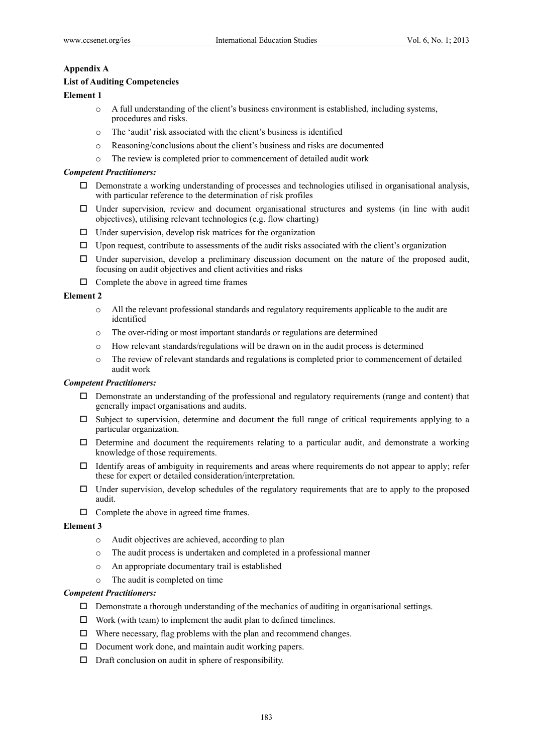## Appendix A

### List of Auditing Competencies

#### Element 1

- A full understanding of the client's business environment is established, including systems, procedures and risks.
- The 'audit' risk associated with the client's business is identified
- Reasoning/conclusions about the client's business and risks are documented
- The review is completed prior to commencement of detailed audit work

***Competent Practitioners:***

- ☐ Demonstrate a working understanding of processes and technologies utilised in organisational analysis, with particular reference to the determination of risk profiles
- ☐ Under supervision, review and document organisational structures and systems (in line with audit objectives), utilising relevant technologies (e.g. flow charting)
- ☐ Under supervision, develop risk matrices for the organization
- ☐ Upon request, contribute to assessments of the audit risks associated with the client's organization
- ☐ Under supervision, develop a preliminary discussion document on the nature of the proposed audit, focusing on audit objectives and client activities and risks
- ☐ Complete the above in agreed time frames

#### Element 2

- All the relevant professional standards and regulatory requirements applicable to the audit are identified
- The over-riding or most important standards or regulations are determined
- How relevant standards/regulations will be drawn on in the audit process is determined
- The review of relevant standards and regulations is completed prior to commencement of detailed audit work

***Competent Practitioners:***

- ☐ Demonstrate an understanding of the professional and regulatory requirements (range and content) that generally impact organisations and audits.
- ☐ Subject to supervision, determine and document the full range of critical requirements applying to a particular organization.
- ☐ Determine and document the requirements relating to a particular audit, and demonstrate a working knowledge of those requirements.
- ☐ Identify areas of ambiguity in requirements and areas where requirements do not appear to apply; refer these for expert or detailed consideration/interpretation.
- ☐ Under supervision, develop schedules of the regulatory requirements that are to apply to the proposed audit.
- ☐ Complete the above in agreed time frames.

#### Element 3

- Audit objectives are achieved, according to plan
- The audit process is undertaken and completed in a professional manner
- An appropriate documentary trail is established
- The audit is completed on time

***Competent Practitioners:***

- ☐ Demonstrate a thorough understanding of the mechanics of auditing in organisational settings.
- ☐ Work (with team) to implement the audit plan to defined timelines.
- ☐ Where necessary, flag problems with the plan and recommend changes.
- ☐ Document work done, and maintain audit working papers.
- ☐ Draft conclusion on audit in sphere of responsibility.